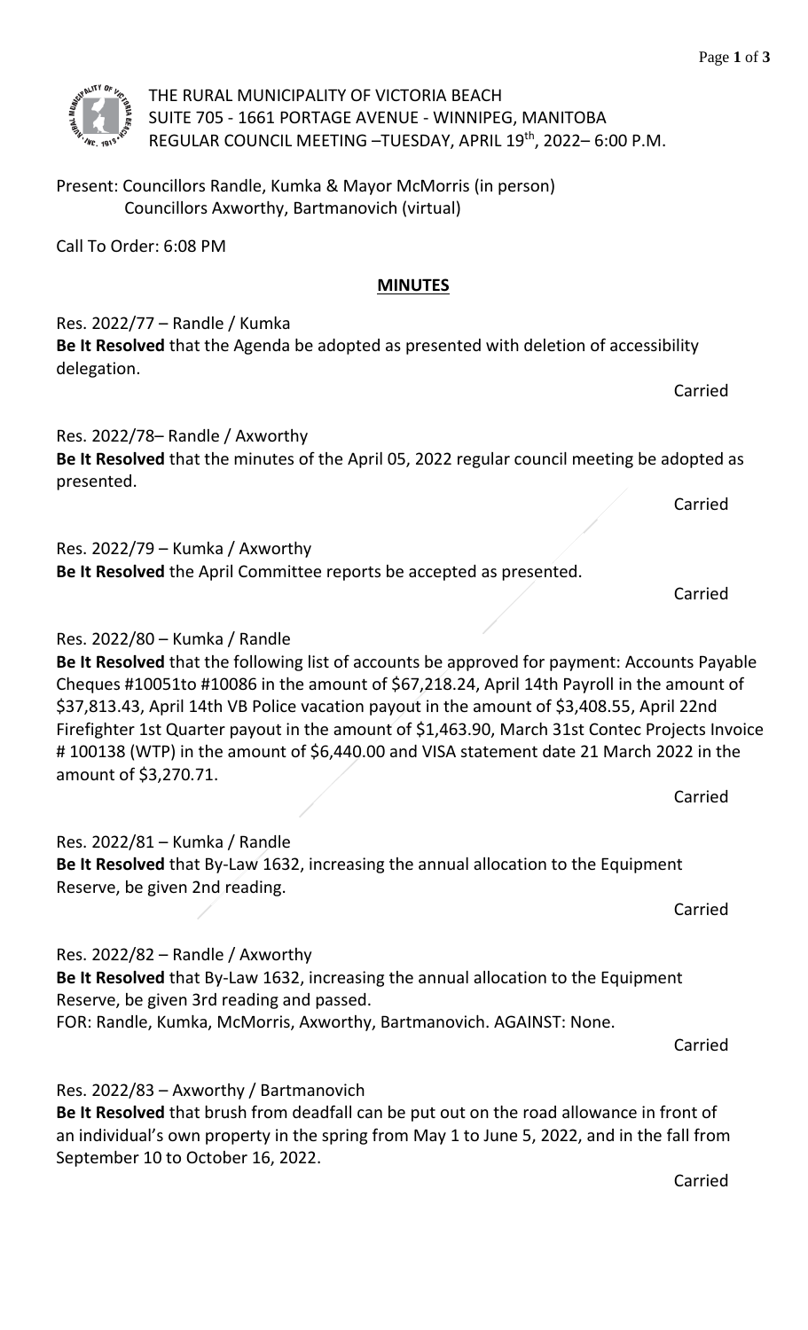THE RURAL MUNICIPALITY OF VICTORIA BEACH
SUITE 705 - 1661 PORTAGE AVENUE - WINNIPEG, MANITOBA
REGULAR COUNCIL MEETING –TUESDAY, APRIL 19th, 2022– 6:00 P.M.

Present: Councillors Randle, Kumka & Mayor McMorris (in person)
Councillors Axworthy, Bartmanovich (virtual)

Call To Order: 6:08 PM

## MINUTES

Res. 2022/77 – Randle / Kumka
**Be It Resolved** that the Agenda be adopted as presented with deletion of accessibility delegation.

Carried

Res. 2022/78– Randle / Axworthy
**Be It Resolved** that the minutes of the April 05, 2022 regular council meeting be adopted as presented.

Carried

Res. 2022/79 – Kumka / Axworthy
**Be It Resolved** the April Committee reports be accepted as presented.

Carried

Res. 2022/80 – Kumka / Randle
**Be It Resolved** that the following list of accounts be approved for payment: Accounts Payable Cheques #10051to #10086 in the amount of $67,218.24, April 14th Payroll in the amount of $37,813.43, April 14th VB Police vacation payout in the amount of $3,408.55, April 22nd Firefighter 1st Quarter payout in the amount of $1,463.90, March 31st Contec Projects Invoice # 100138 (WTP) in the amount of $6,440.00 and VISA statement date 21 March 2022 in the amount of $3,270.71.

Carried

Res. 2022/81 – Kumka / Randle
**Be It Resolved** that By-Law 1632, increasing the annual allocation to the Equipment Reserve, be given 2nd reading.

Carried

Res. 2022/82 – Randle / Axworthy
**Be It Resolved** that By-Law 1632, increasing the annual allocation to the Equipment Reserve, be given 3rd reading and passed.
FOR: Randle, Kumka, McMorris, Axworthy, Bartmanovich. AGAINST: None.

Carried

Res. 2022/83 – Axworthy / Bartmanovich
**Be It Resolved** that brush from deadfall can be put out on the road allowance in front of an individual's own property in the spring from May 1 to June 5, 2022, and in the fall from September 10 to October 16, 2022.

Carried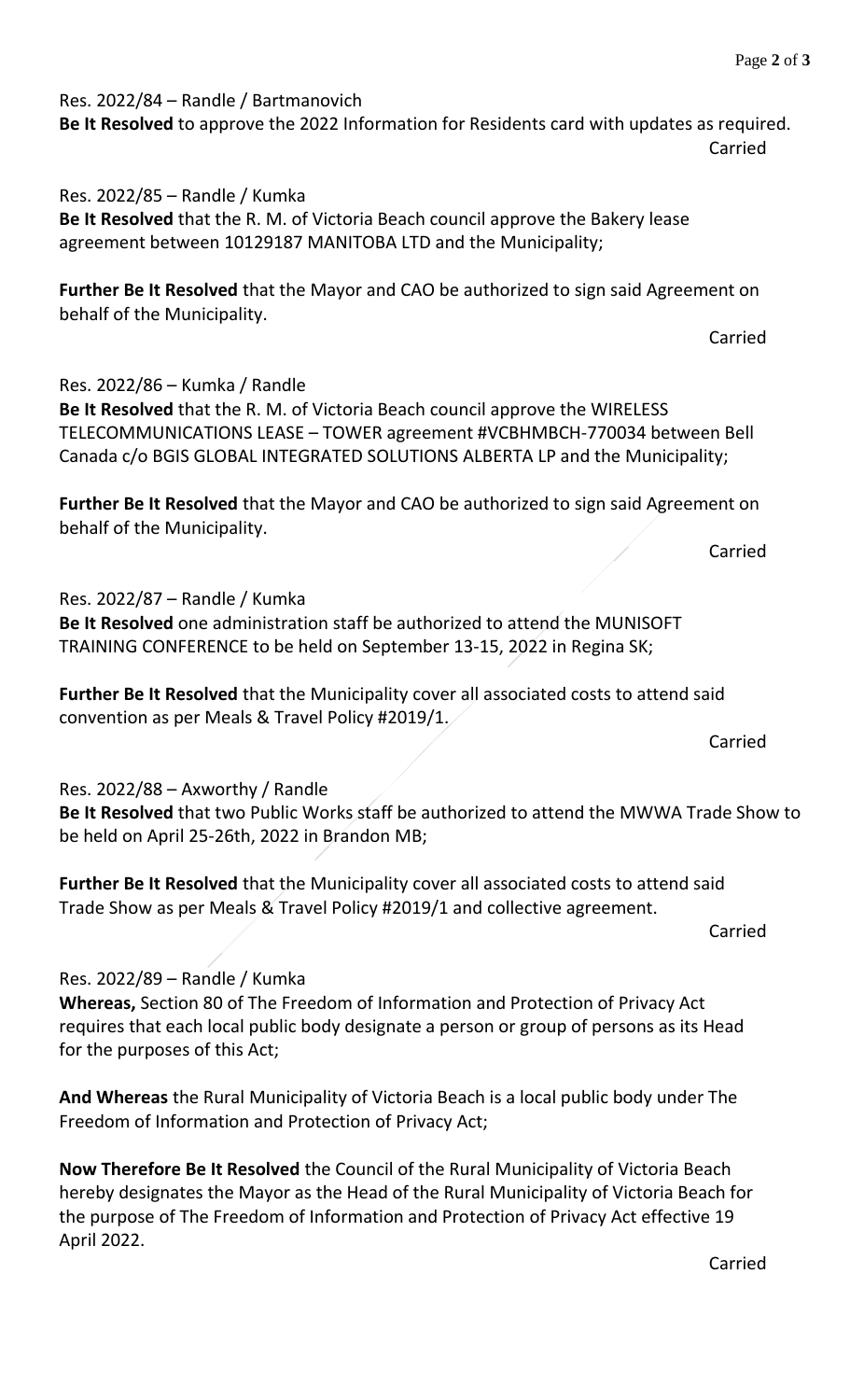Res. 2022/84 – Randle / Bartmanovich
**Be It Resolved** to approve the 2022 Information for Residents card with updates as required.

Carried

Res. 2022/85 – Randle / Kumka
**Be It Resolved** that the R. M. of Victoria Beach council approve the Bakery lease agreement between 10129187 MANITOBA LTD and the Municipality;

**Further Be It Resolved** that the Mayor and CAO be authorized to sign said Agreement on behalf of the Municipality.

Carried

Res. 2022/86 – Kumka / Randle
**Be It Resolved** that the R. M. of Victoria Beach council approve the WIRELESS TELECOMMUNICATIONS LEASE – TOWER agreement #VCBHMBCH-770034 between Bell Canada c/o BGIS GLOBAL INTEGRATED SOLUTIONS ALBERTA LP and the Municipality;

**Further Be It Resolved** that the Mayor and CAO be authorized to sign said Agreement on behalf of the Municipality.

Carried

Res. 2022/87 – Randle / Kumka
**Be It Resolved** one administration staff be authorized to attend the MUNISOFT TRAINING CONFERENCE to be held on September 13-15, 2022 in Regina SK;

**Further Be It Resolved** that the Municipality cover all associated costs to attend said convention as per Meals & Travel Policy #2019/1.

Carried

Res. 2022/88 – Axworthy / Randle
**Be It Resolved** that two Public Works staff be authorized to attend the MWWA Trade Show to be held on April 25-26th, 2022 in Brandon MB;

**Further Be It Resolved** that the Municipality cover all associated costs to attend said Trade Show as per Meals & Travel Policy #2019/1 and collective agreement.

Carried

Res. 2022/89 – Randle / Kumka
**Whereas,** Section 80 of The Freedom of Information and Protection of Privacy Act requires that each local public body designate a person or group of persons as its Head for the purposes of this Act;

**And Whereas** the Rural Municipality of Victoria Beach is a local public body under The Freedom of Information and Protection of Privacy Act;

**Now Therefore Be It Resolved** the Council of the Rural Municipality of Victoria Beach hereby designates the Mayor as the Head of the Rural Municipality of Victoria Beach for the purpose of The Freedom of Information and Protection of Privacy Act effective 19 April 2022.

Carried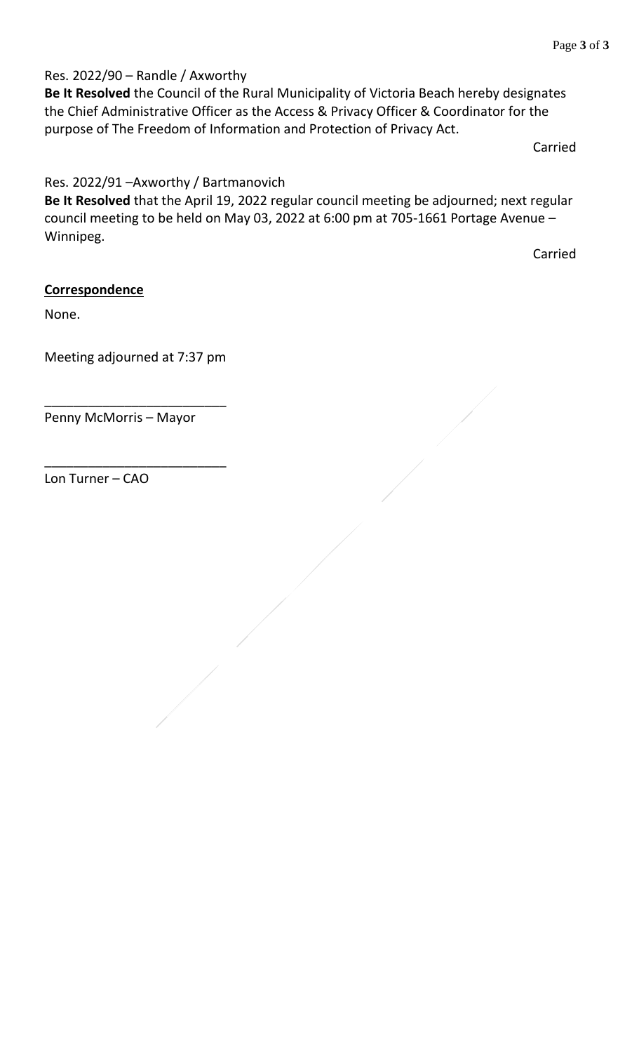Res. 2022/90 – Randle / Axworthy

**Be It Resolved** the Council of the Rural Municipality of Victoria Beach hereby designates the Chief Administrative Officer as the Access & Privacy Officer & Coordinator for the purpose of The Freedom of Information and Protection of Privacy Act.

Carried

Res. 2022/91 –Axworthy / Bartmanovich

**Be It Resolved** that the April 19, 2022 regular council meeting be adjourned; next regular council meeting to be held on May 03, 2022 at 6:00 pm at 705-1661 Portage Avenue – Winnipeg.

Carried

**Correspondence**

None.

Meeting adjourned at 7:37 pm

_________________________

Penny McMorris – Mayor

_________________________

Lon Turner – CAO